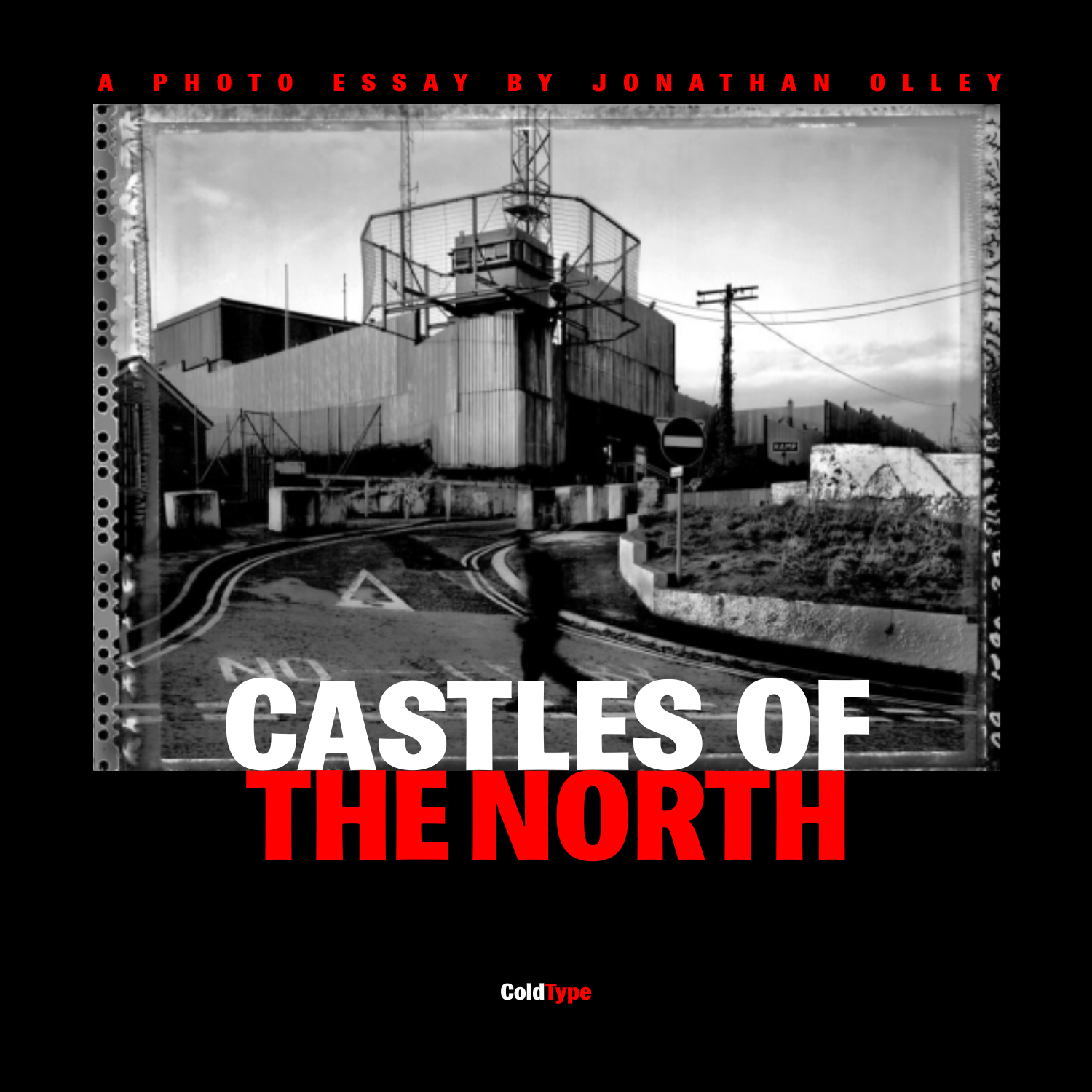A PHOTO ESSAY BY JONATHAN OLLEY

# CASTLES OF THE NORTH

ColdType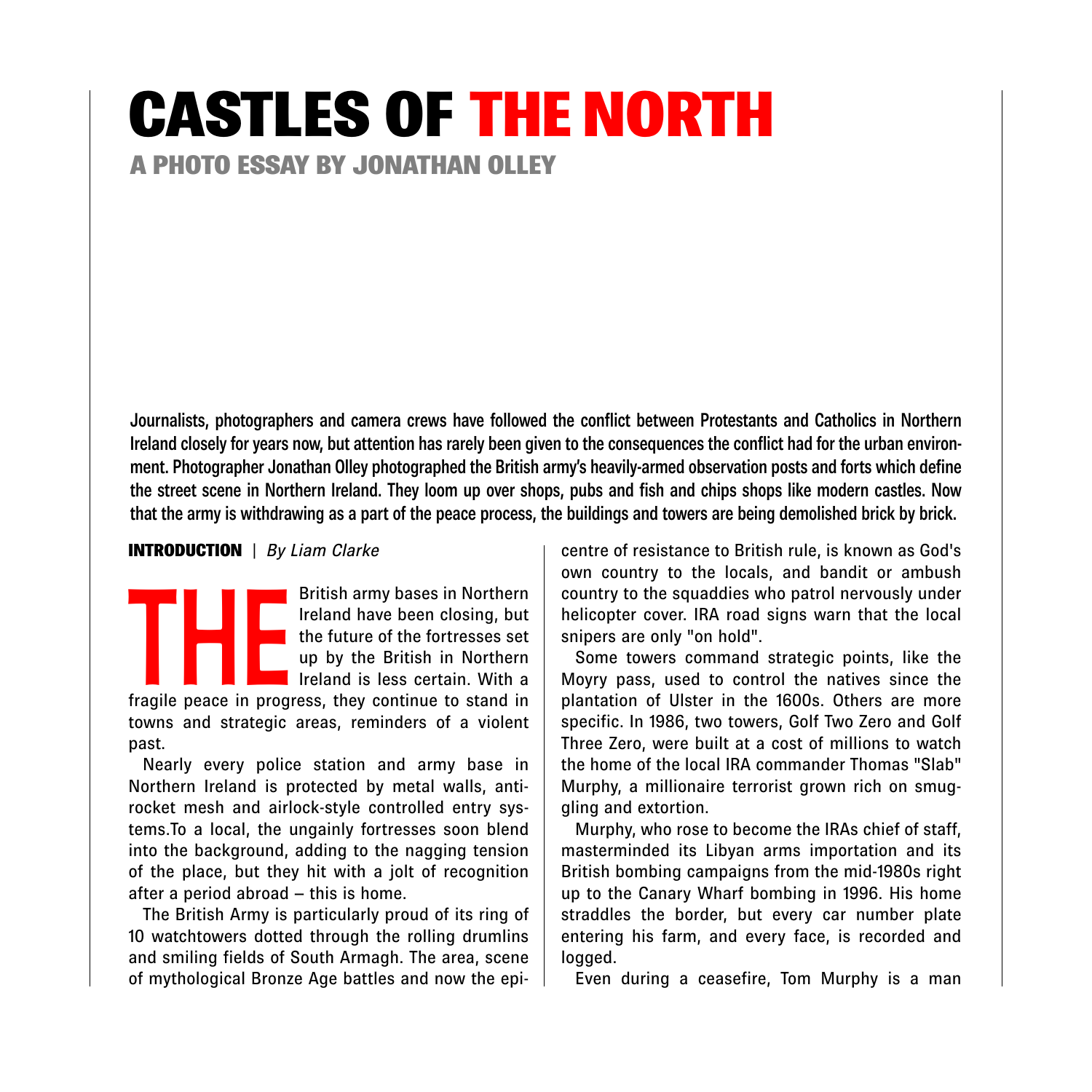# CASTLES OF THE NORTH

## A PHOTO ESSAY BY JONATHAN OLLEY

**Journalists, photographers and camera crews have followed the conflict between Protestants and Catholics in Northern Ireland closely for years now, but attention has rarely been given to the consequences the conflict had for the urban environment. Photographer Jonathan Olley photographed the British army's heavily-armed observation posts and forts which define the street scene in Northern Ireland. They loom up over shops, pubs and fish and chips shops like modern castles. Now that the army is withdrawing as a part of the peace process, the buildings and towers are being demolished brick by brick.**

**INTRODUCTION** | *By Liam Clarke*

THE British army bases in Northern Ireland have been closing, but the future of the fortresses set up by the British in Northern Ireland is less certain. With a fragile peace in progress, they continue to stand in towns and strategic areas, reminders of a violent past.

Nearly every police station and army base in Northern Ireland is protected by metal walls, anti-rocket mesh and airlock-style controlled entry systems.To a local, the ungainly fortresses soon blend into the background, adding to the nagging tension of the place, but they hit with a jolt of recognition after a period abroad – this is home.

The British Army is particularly proud of its ring of 10 watchtowers dotted through the rolling drumlins and smiling fields of South Armagh. The area, scene of mythological Bronze Age battles and now the epicentre of resistance to British rule, is known as God's own country to the locals, and bandit or ambush country to the squaddies who patrol nervously under helicopter cover. IRA road signs warn that the local snipers are only "on hold".

Some towers command strategic points, like the Moyry pass, used to control the natives since the plantation of Ulster in the 1600s. Others are more specific. In 1986, two towers, Golf Two Zero and Golf Three Zero, were built at a cost of millions to watch the home of the local IRA commander Thomas "Slab" Murphy, a millionaire terrorist grown rich on smuggling and extortion.

Murphy, who rose to become the IRAs chief of staff, masterminded its Libyan arms importation and its British bombing campaigns from the mid-1980s right up to the Canary Wharf bombing in 1996. His home straddles the border, but every car number plate entering his farm, and every face, is recorded and logged.

Even during a ceasefire, Tom Murphy is a man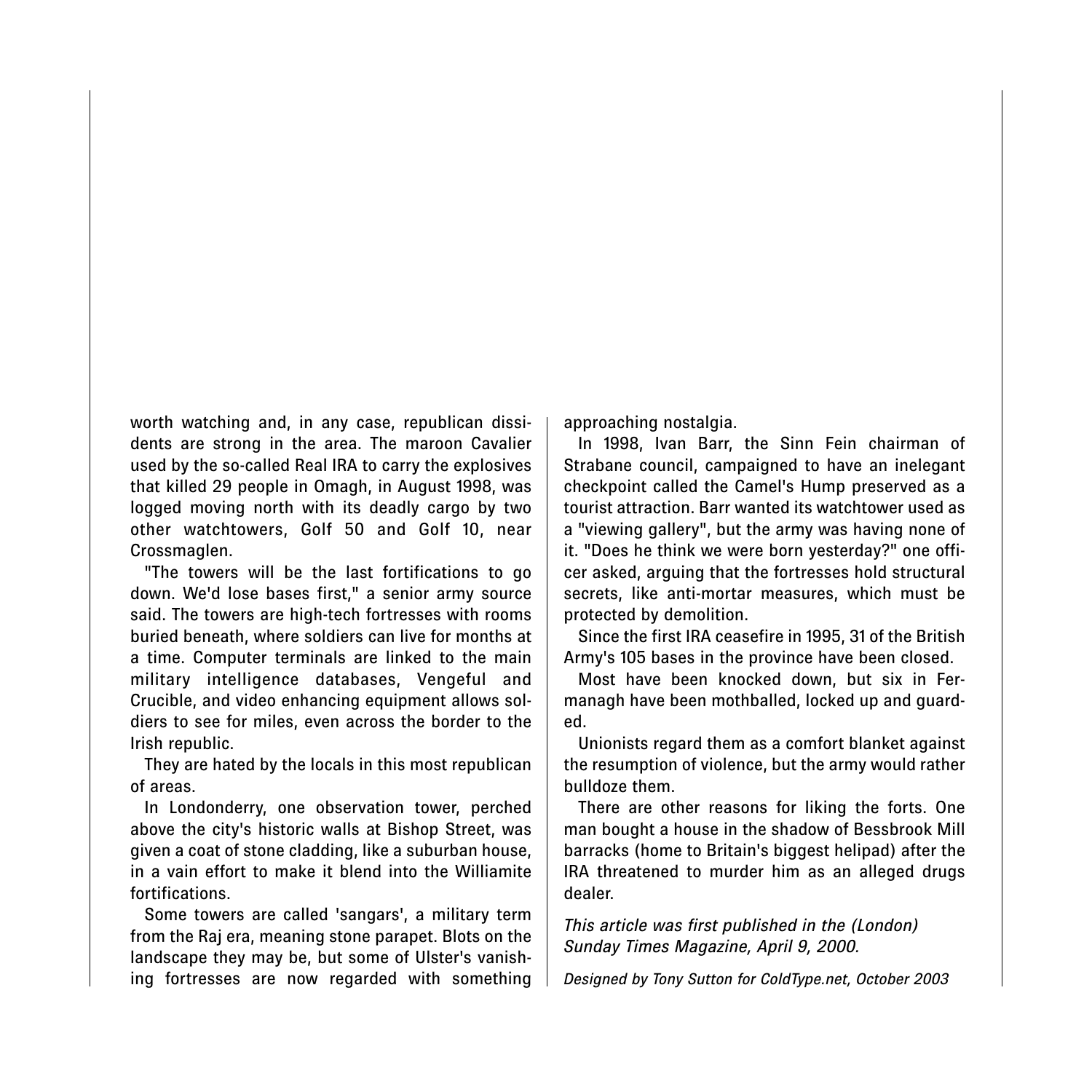worth watching and, in any case, republican dissidents are strong in the area. The maroon Cavalier used by the so-called Real IRA to carry the explosives that killed 29 people in Omagh, in August 1998, was logged moving north with its deadly cargo by two other watchtowers, Golf 50 and Golf 10, near Crossmaglen.

"The towers will be the last fortifications to go down. We'd lose bases first," a senior army source said. The towers are high-tech fortresses with rooms buried beneath, where soldiers can live for months at a time. Computer terminals are linked to the main military intelligence databases, Vengeful and Crucible, and video enhancing equipment allows soldiers to see for miles, even across the border to the Irish republic.

They are hated by the locals in this most republican of areas.

In Londonderry, one observation tower, perched above the city's historic walls at Bishop Street, was given a coat of stone cladding, like a suburban house, in a vain effort to make it blend into the Williamite fortifications.

Some towers are called 'sangars', a military term from the Raj era, meaning stone parapet. Blots on the landscape they may be, but some of Ulster's vanishing fortresses are now regarded with something approaching nostalgia.

In 1998, Ivan Barr, the Sinn Fein chairman of Strabane council, campaigned to have an inelegant checkpoint called the Camel's Hump preserved as a tourist attraction. Barr wanted its watchtower used as a "viewing gallery", but the army was having none of it. "Does he think we were born yesterday?" one officer asked, arguing that the fortresses hold structural secrets, like anti-mortar measures, which must be protected by demolition.

Since the first IRA ceasefire in 1995, 31 of the British Army's 105 bases in the province have been closed.

Most have been knocked down, but six in Fermanagh have been mothballed, locked up and guarded.

Unionists regard them as a comfort blanket against the resumption of violence, but the army would rather bulldoze them.

There are other reasons for liking the forts. One man bought a house in the shadow of Bessbrook Mill barracks (home to Britain's biggest helipad) after the IRA threatened to murder him as an alleged drugs dealer.

*This article was first published in the (London) Sunday Times Magazine, April 9, 2000.*

*Designed by Tony Sutton for ColdType.net, October 2003*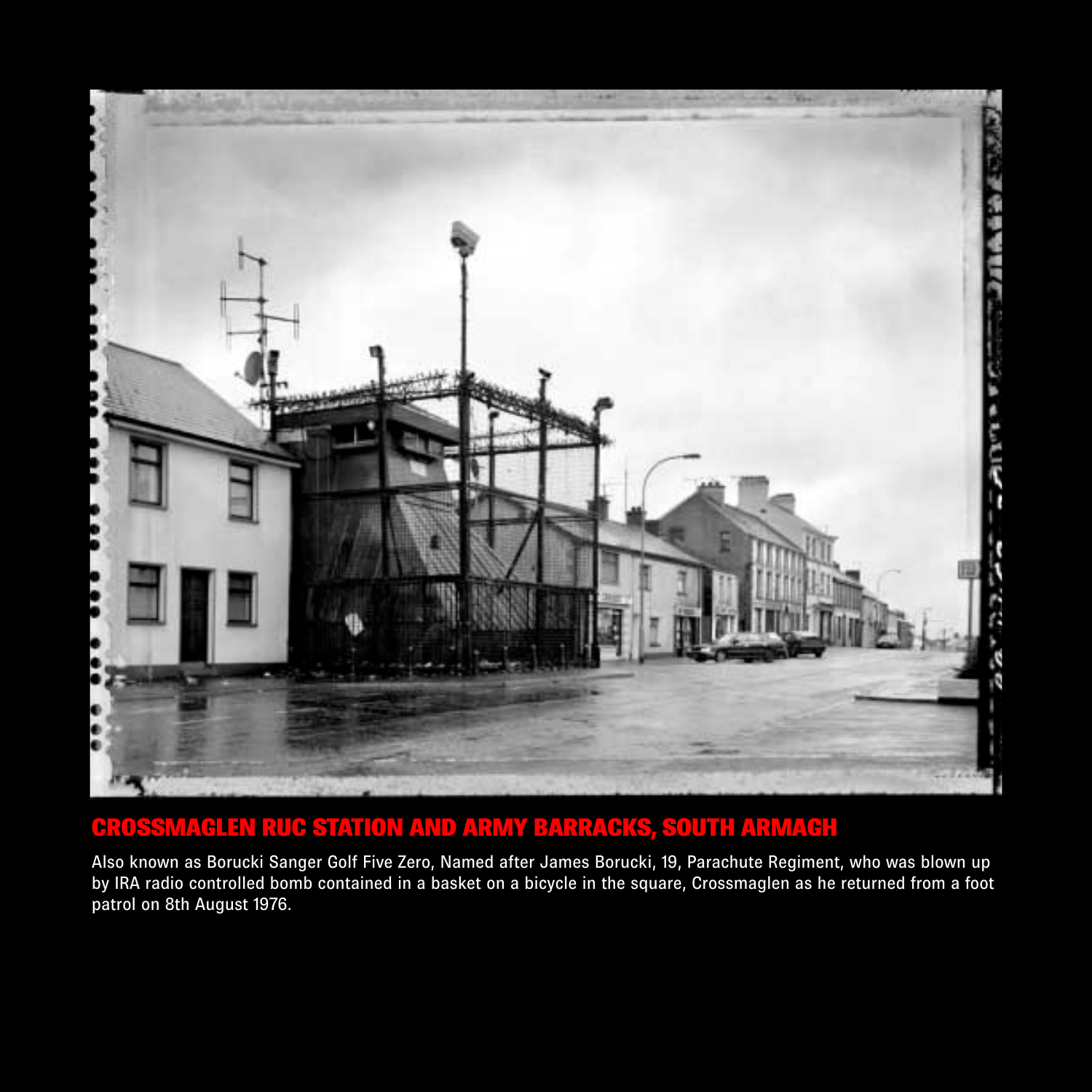## CROSSMAGLEN RUC STATION AND ARMY BARRACKS, SOUTH ARMAGH

Also known as Borucki Sanger Golf Five Zero, Named after James Borucki, 19, Parachute Regiment, who was blown up by IRA radio controlled bomb contained in a basket on a bicycle in the square, Crossmaglen as he returned from a foot patrol on 8th August 1976.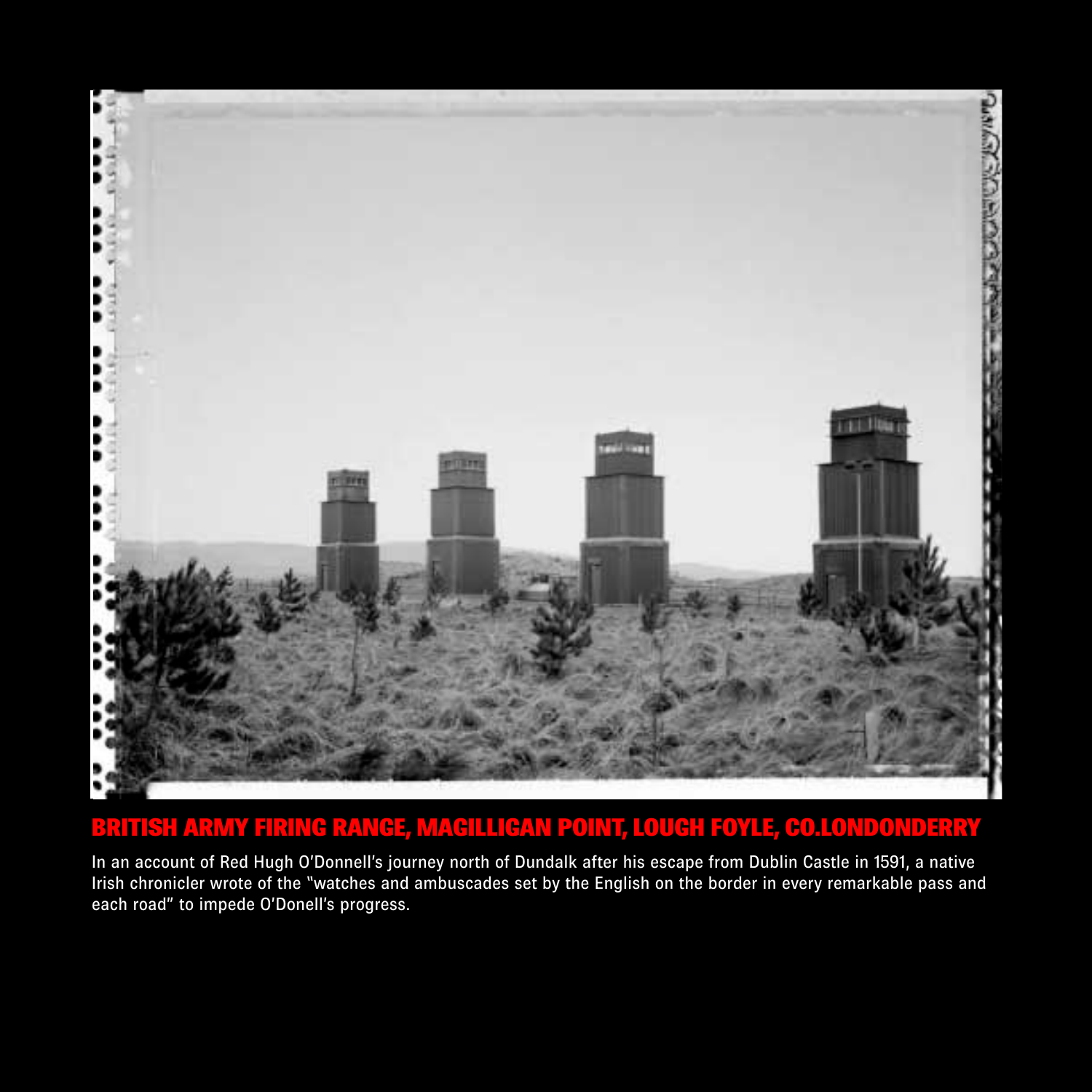## BRITISH ARMY FIRING RANGE, MAGILLIGAN POINT, LOUGH FOYLE, CO.LONDONDERRY

In an account of Red Hugh O'Donnell's journey north of Dundalk after his escape from Dublin Castle in 1591, a native Irish chronicler wrote of the "watches and ambuscades set by the English on the border in every remarkable pass and each road" to impede O'Donell's progress.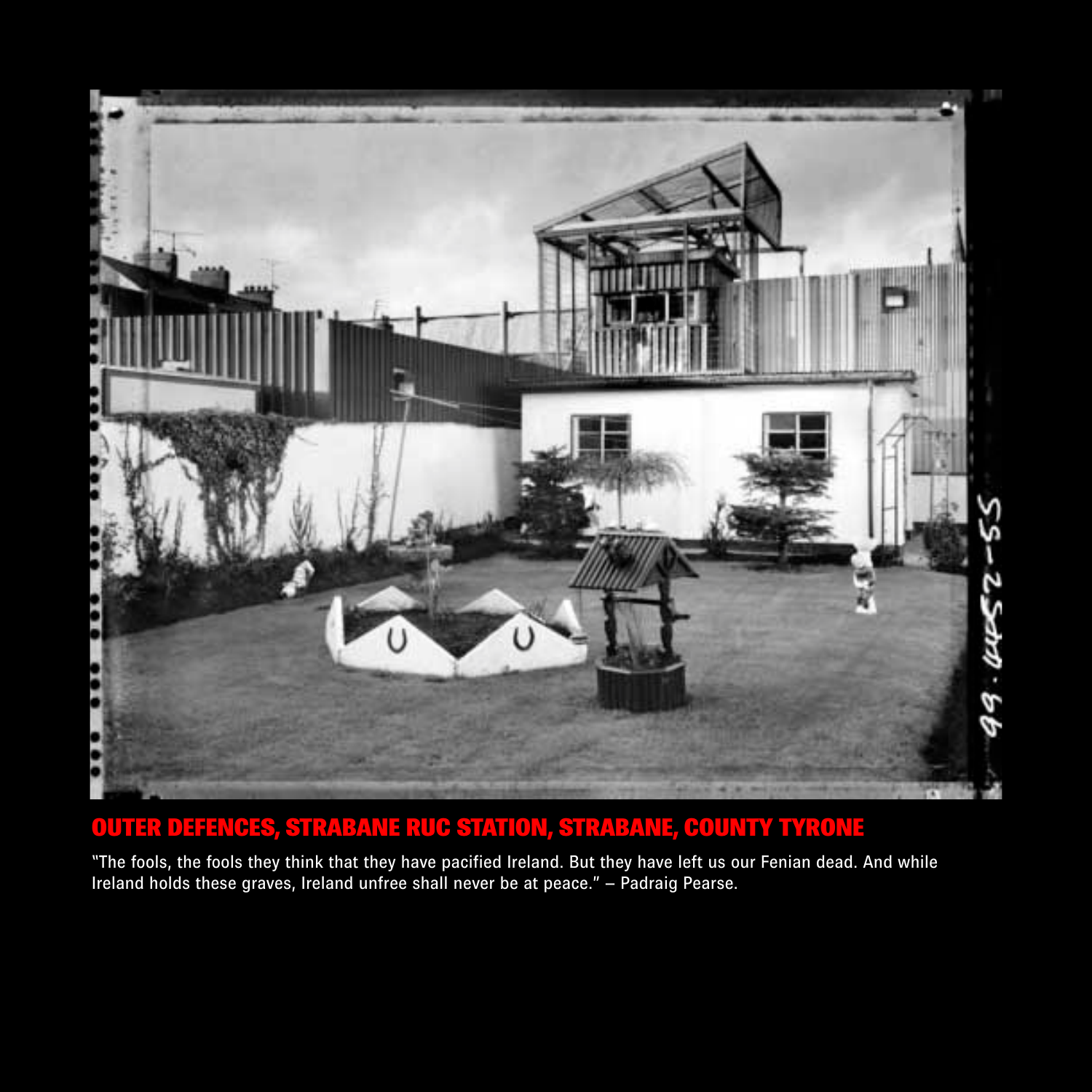## OUTER DEFENCES, STRABANE RUC STATION, STRABANE, COUNTY TYRONE

"The fools, the fools they think that they have pacified Ireland. But they have left us our Fenian dead. And while Ireland holds these graves, Ireland unfree shall never be at peace." – Padraig Pearse.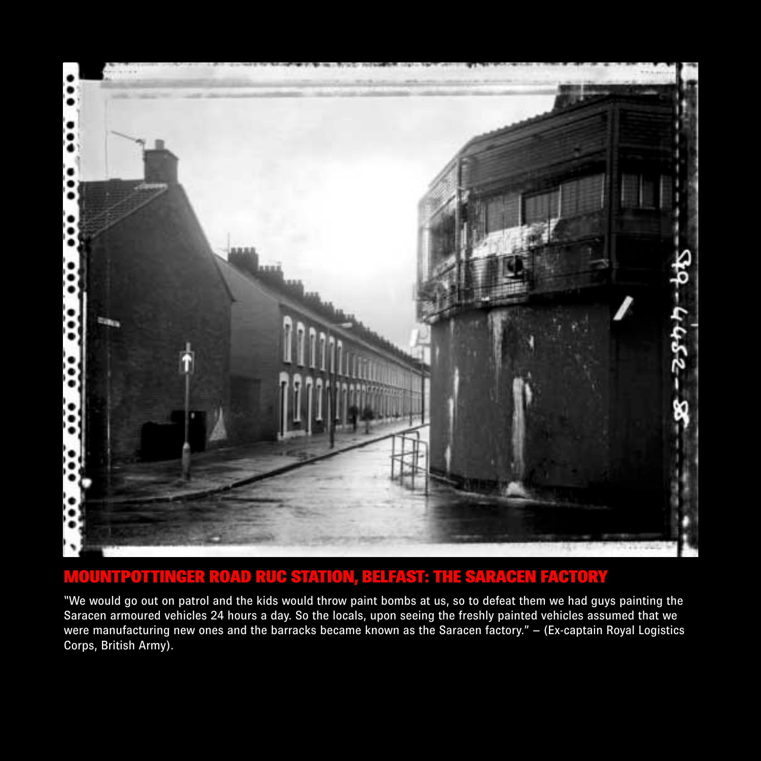## MOUNTPOTTINGER ROAD RUC STATION, BELFAST: THE SARACEN FACTORY

"We would go out on patrol and the kids would throw paint bombs at us, so to defeat them we had guys painting the Saracen armoured vehicles 24 hours a day. So the locals, upon seeing the freshly painted vehicles assumed that we were manufacturing new ones and the barracks became known as the Saracen factory." – (Ex-captain Royal Logistics Corps, British Army).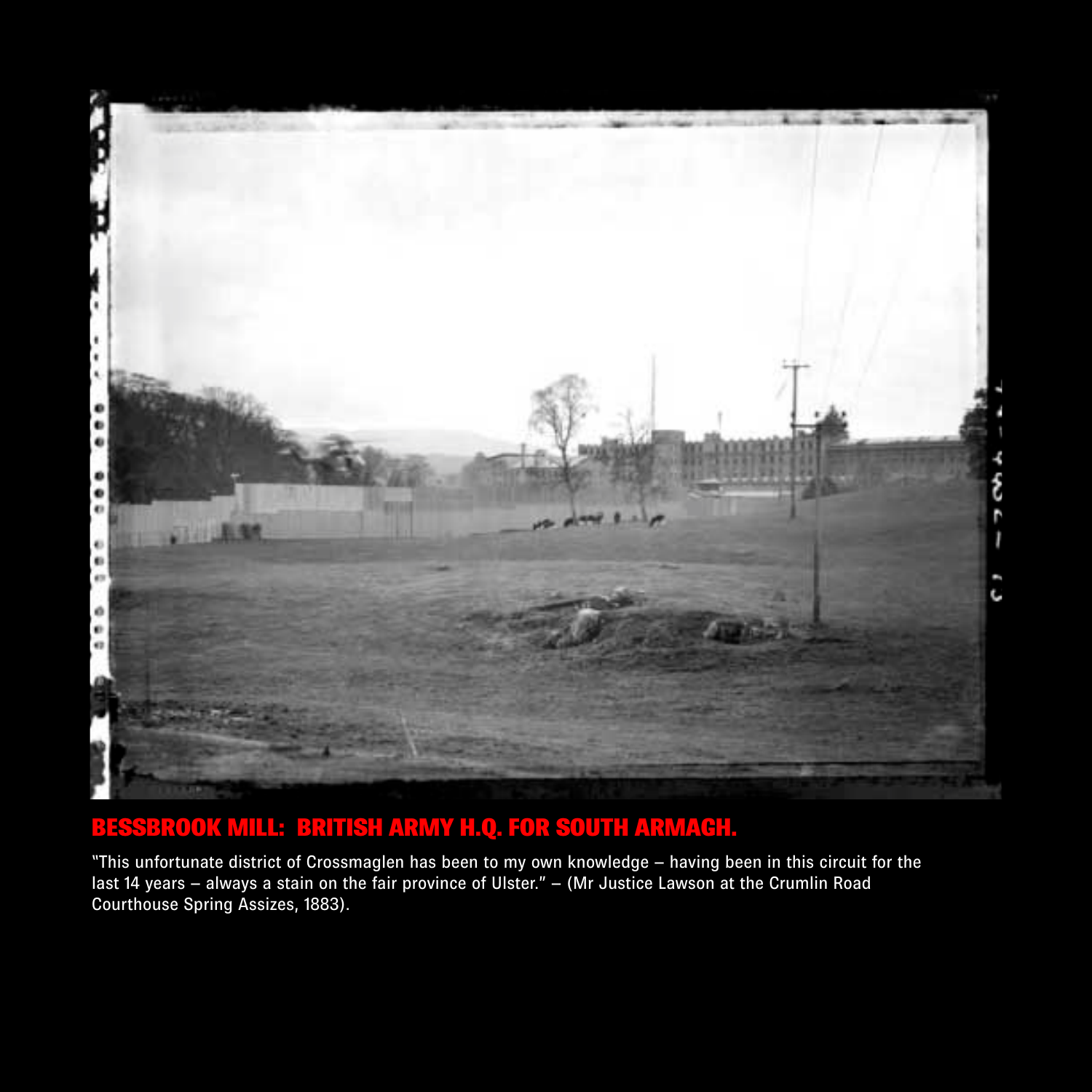## BESSBROOK MILL: BRITISH ARMY H.Q. FOR SOUTH ARMAGH.

"This unfortunate district of Crossmaglen has been to my own knowledge – having been in this circuit for the last 14 years – always a stain on the fair province of Ulster." – (Mr Justice Lawson at the Crumlin Road Courthouse Spring Assizes, 1883).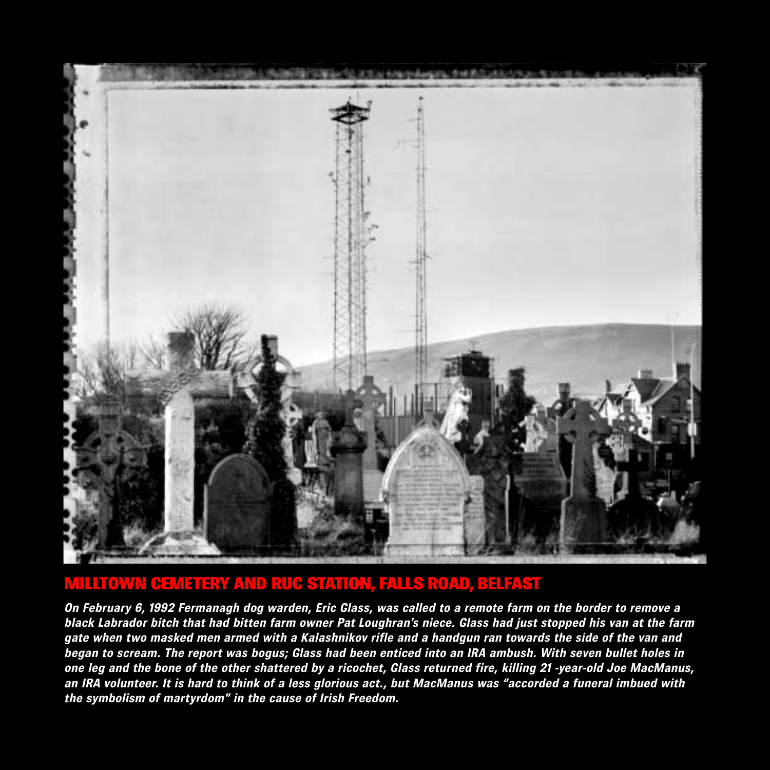## MILLTOWN CEMETERY AND RUC STATION, FALLS ROAD, BELFAST

***On February 6, 1992 Fermanagh dog warden, Eric Glass, was called to a remote farm on the border to remove a black Labrador bitch that had bitten farm owner Pat Loughran's niece. Glass had just stopped his van at the farm gate when two masked men armed with a Kalashnikov rifle and a handgun ran towards the side of the van and began to scream. The report was bogus; Glass had been enticed into an IRA ambush. With seven bullet holes in one leg and the bone of the other shattered by a ricochet, Glass returned fire, killing 21 -year-old Joe MacManus, an IRA volunteer. It is hard to think of a less glorious act., but MacManus was "accorded a funeral imbued with the symbolism of martyrdom" in the cause of Irish Freedom.***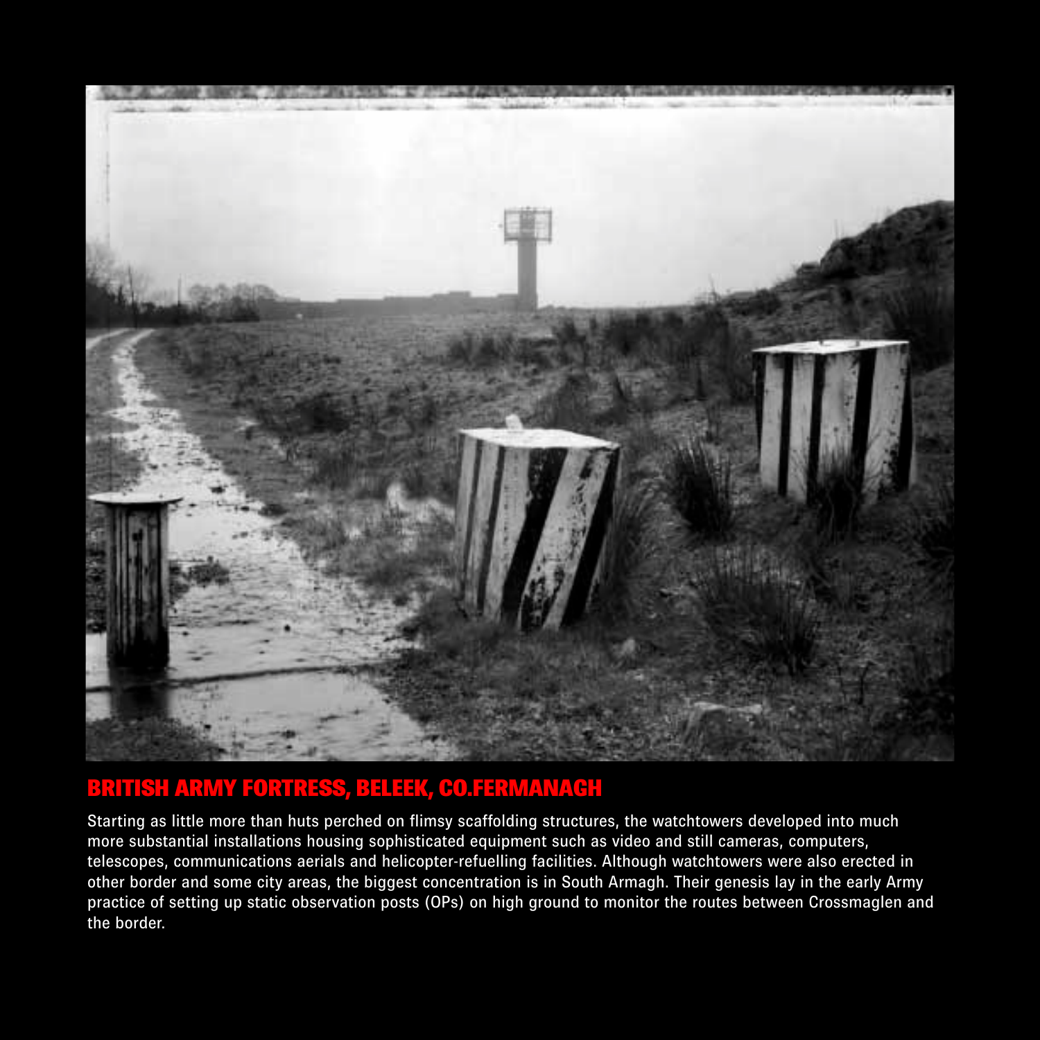## BRITISH ARMY FORTRESS, BELEEK, CO.FERMANAGH

Starting as little more than huts perched on flimsy scaffolding structures, the watchtowers developed into much more substantial installations housing sophisticated equipment such as video and still cameras, computers, telescopes, communications aerials and helicopter-refuelling facilities. Although watchtowers were also erected in other border and some city areas, the biggest concentration is in South Armagh. Their genesis lay in the early Army practice of setting up static observation posts (OPs) on high ground to monitor the routes between Crossmaglen and the border.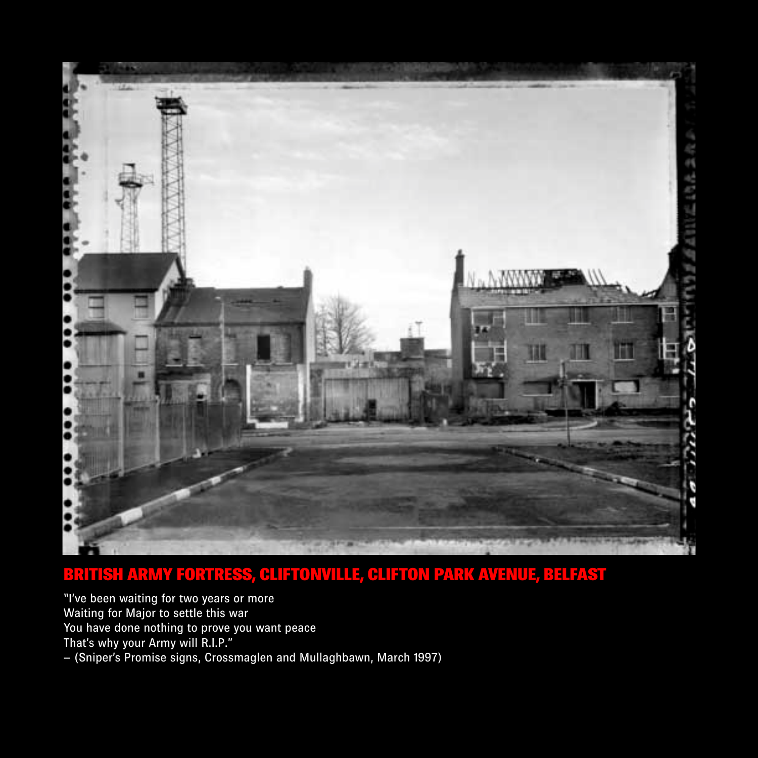## BRITISH ARMY FORTRESS, CLIFTONVILLE, CLIFTON PARK AVENUE, BELFAST

"I've been waiting for two years or more
Waiting for Major to settle this war
You have done nothing to prove you want peace
That's why your Army will R.I.P."
– (Sniper's Promise signs, Crossmaglen and Mullaghbawn, March 1997)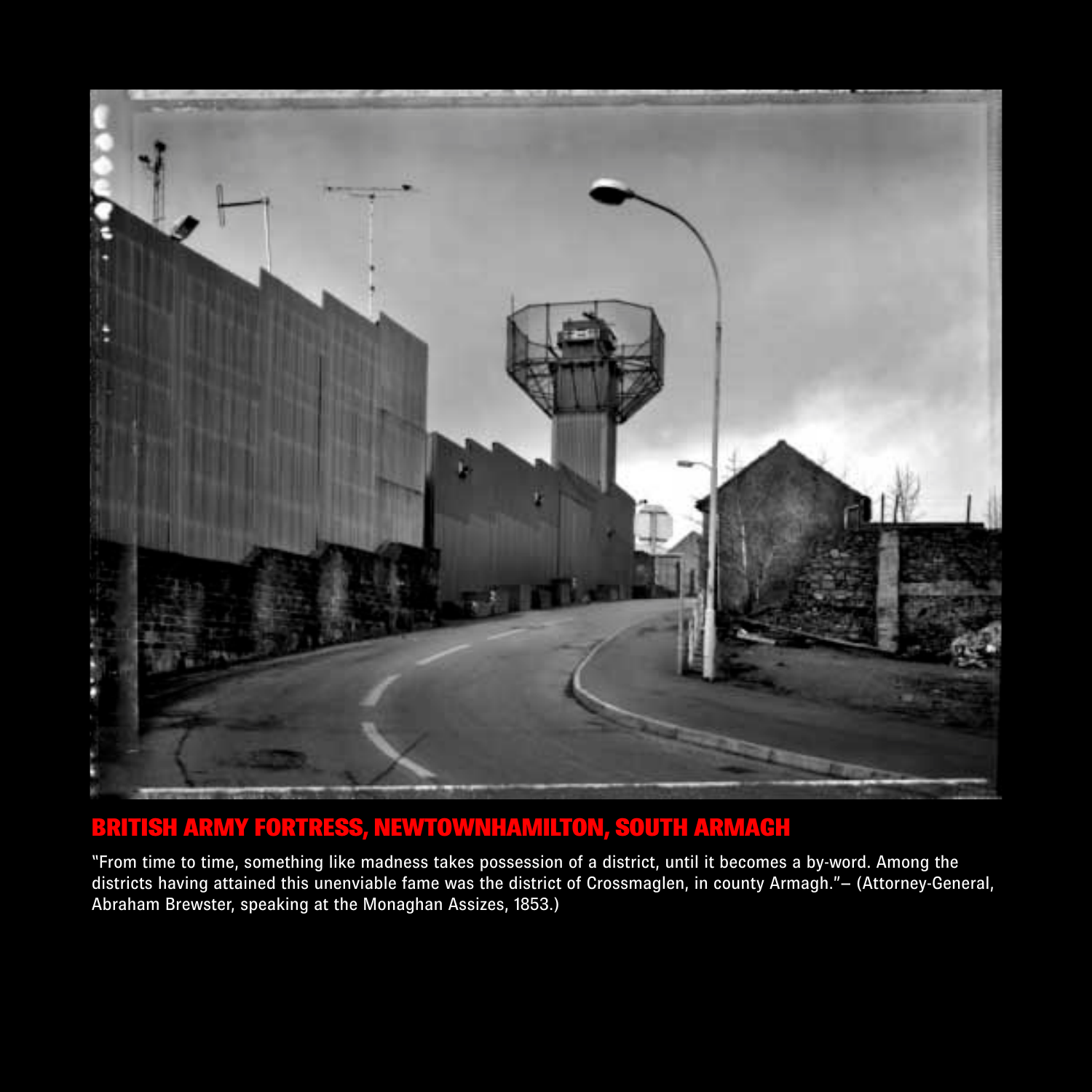## BRITISH ARMY FORTRESS, NEWTOWNHAMILTON, SOUTH ARMAGH

"From time to time, something like madness takes possession of a district, until it becomes a by-word. Among the districts having attained this unenviable fame was the district of Crossmaglen, in county Armagh."– (Attorney-General, Abraham Brewster, speaking at the Monaghan Assizes, 1853.)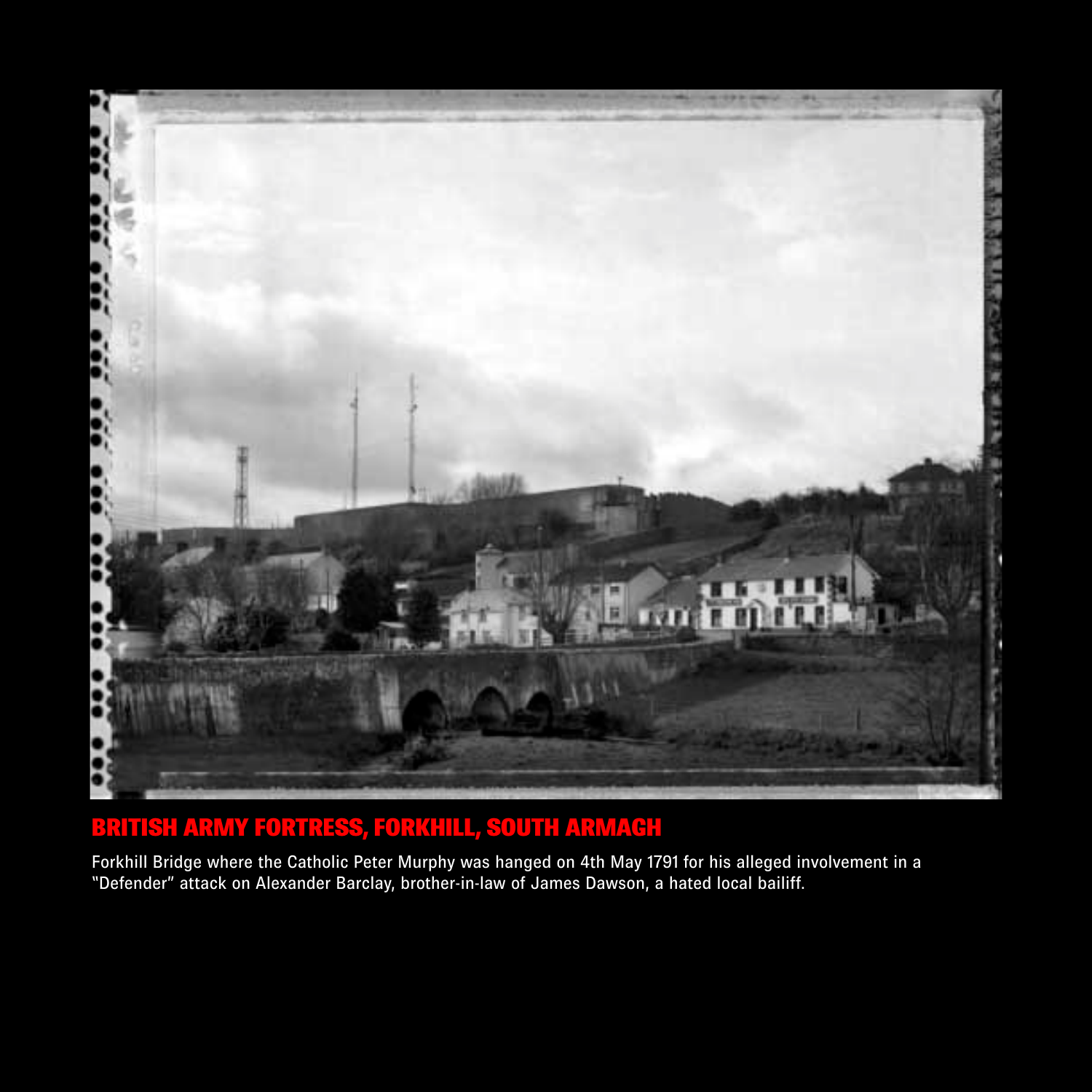## BRITISH ARMY FORTRESS, FORKHILL, SOUTH ARMAGH

Forkhill Bridge where the Catholic Peter Murphy was hanged on 4th May 1791 for his alleged involvement in a "Defender" attack on Alexander Barclay, brother-in-law of James Dawson, a hated local bailiff.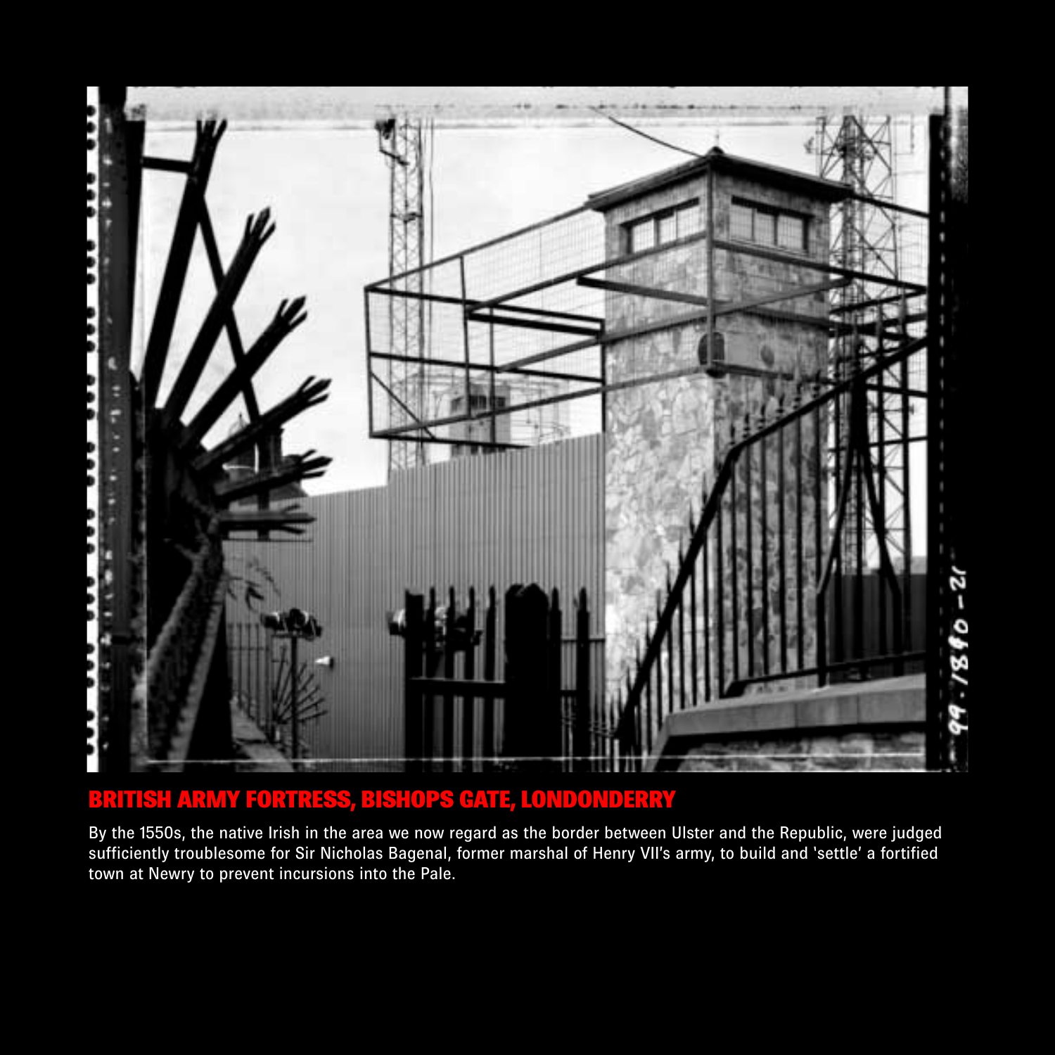## BRITISH ARMY FORTRESS, BISHOPS GATE, LONDONDERRY

By the 1550s, the native Irish in the area we now regard as the border between Ulster and the Republic, were judged sufficiently troublesome for Sir Nicholas Bagenal, former marshal of Henry VII's army, to build and 'settle' a fortified town at Newry to prevent incursions into the Pale.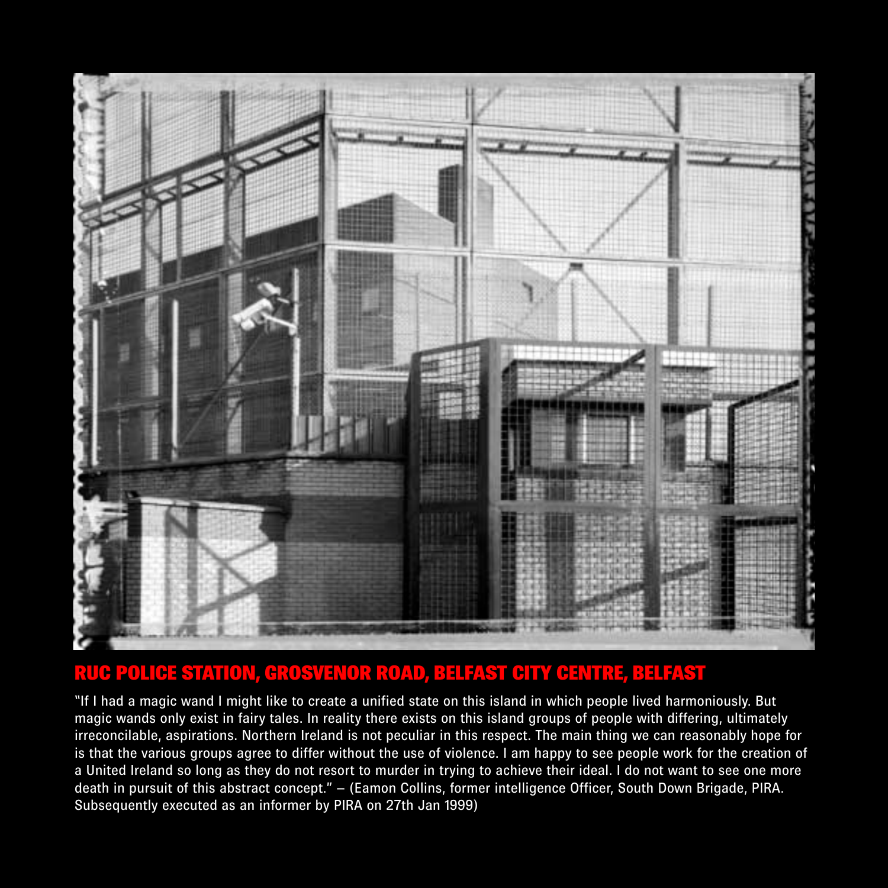## RUC POLICE STATION, GROSVENOR ROAD, BELFAST CITY CENTRE, BELFAST

"If I had a magic wand I might like to create a unified state on this island in which people lived harmoniously. But magic wands only exist in fairy tales. In reality there exists on this island groups of people with differing, ultimately irreconcilable, aspirations. Northern Ireland is not peculiar in this respect. The main thing we can reasonably hope for is that the various groups agree to differ without the use of violence. I am happy to see people work for the creation of a United Ireland so long as they do not resort to murder in trying to achieve their ideal. I do not want to see one more death in pursuit of this abstract concept." – (Eamon Collins, former intelligence Officer, South Down Brigade, PIRA. Subsequently executed as an informer by PIRA on 27th Jan 1999)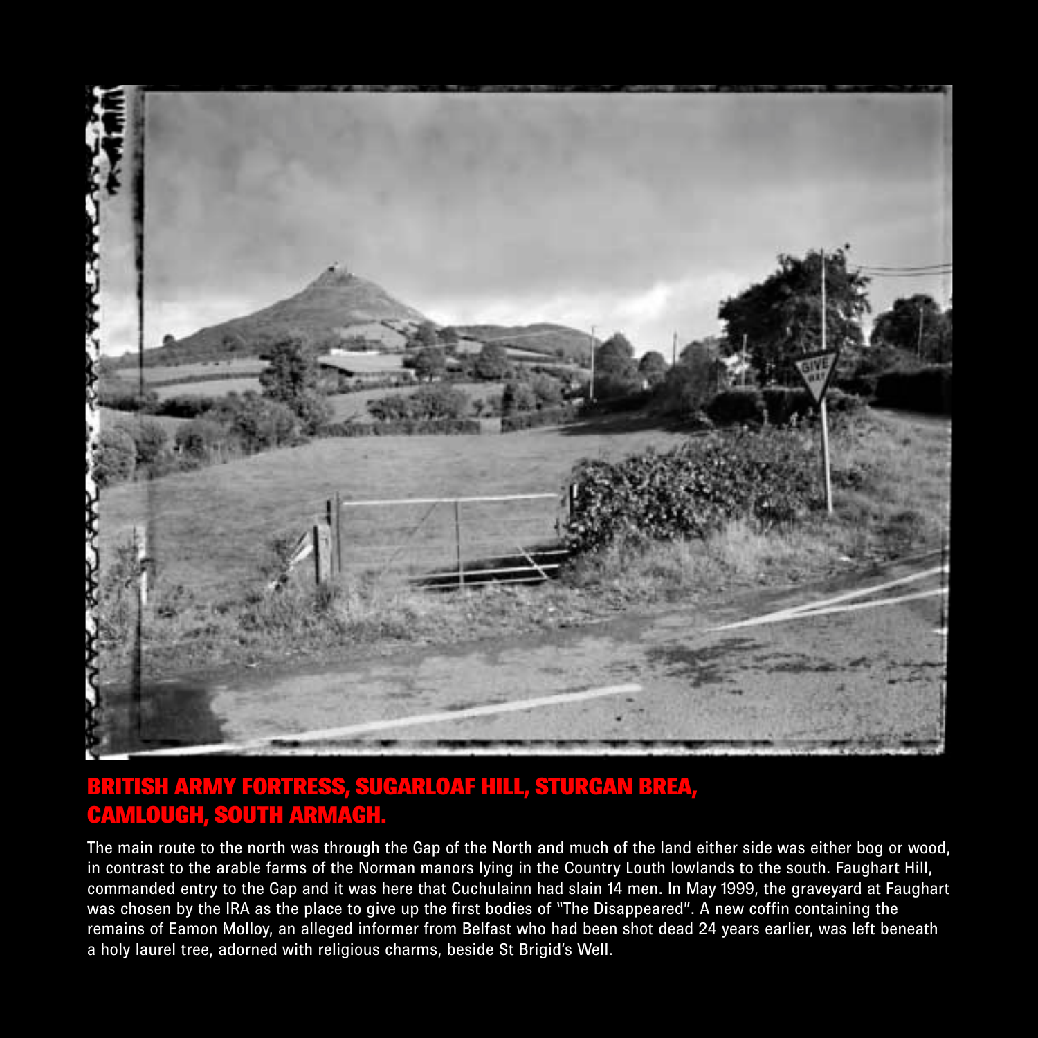## BRITISH ARMY FORTRESS, SUGARLOAF HILL, STURGAN BREA, CAMLOUGH, SOUTH ARMAGH.

The main route to the north was through the Gap of the North and much of the land either side was either bog or wood, in contrast to the arable farms of the Norman manors lying in the Country Louth lowlands to the south. Faughart Hill, commanded entry to the Gap and it was here that Cuchulainn had slain 14 men. In May 1999, the graveyard at Faughart was chosen by the IRA as the place to give up the first bodies of "The Disappeared". A new coffin containing the remains of Eamon Molloy, an alleged informer from Belfast who had been shot dead 24 years earlier, was left beneath a holy laurel tree, adorned with religious charms, beside St Brigid's Well.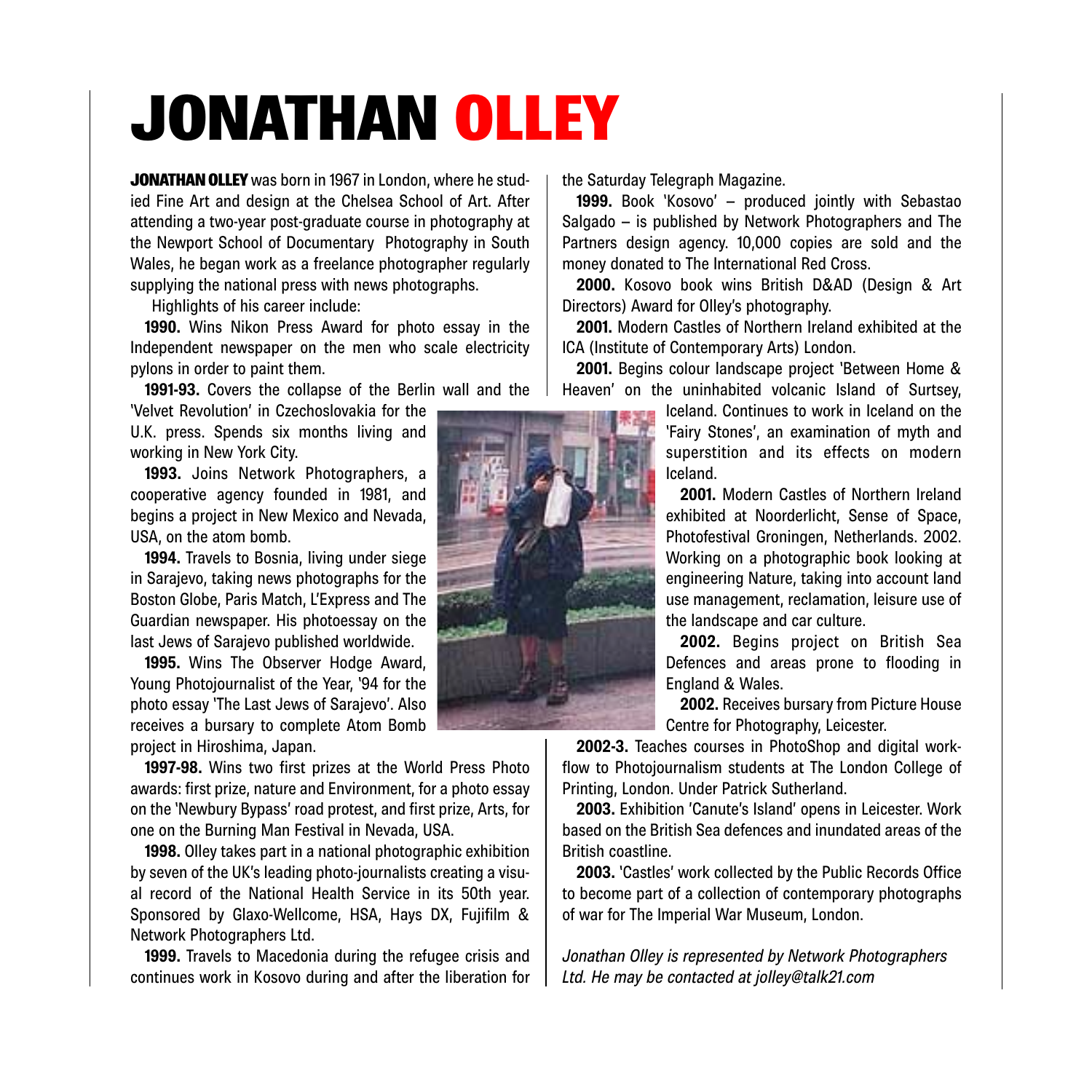# JONATHAN OLLEY

**JONATHAN OLLEY** was born in 1967 in London, where he studied Fine Art and design at the Chelsea School of Art. After attending a two-year post-graduate course in photography at the Newport School of Documentary Photography in South Wales, he began work as a freelance photographer regularly supplying the national press with news photographs.

Highlights of his career include:

**1990.** Wins Nikon Press Award for photo essay in the Independent newspaper on the men who scale electricity pylons in order to paint them.

**1991-93.** Covers the collapse of the Berlin wall and the 'Velvet Revolution' in Czechoslovakia for the U.K. press. Spends six months living and working in New York City.

**1993.** Joins Network Photographers, a cooperative agency founded in 1981, and begins a project in New Mexico and Nevada, USA, on the atom bomb.

**1994.** Travels to Bosnia, living under siege in Sarajevo, taking news photographs for the Boston Globe, Paris Match, L'Express and The Guardian newspaper. His photoessay on the last Jews of Sarajevo published worldwide.

**1995.** Wins The Observer Hodge Award, Young Photojournalist of the Year, '94 for the photo essay 'The Last Jews of Sarajevo'. Also receives a bursary to complete Atom Bomb project in Hiroshima, Japan.

**1997-98.** Wins two first prizes at the World Press Photo awards: first prize, nature and Environment, for a photo essay on the 'Newbury Bypass' road protest, and first prize, Arts, for one on the Burning Man Festival in Nevada, USA.

**1998.** Olley takes part in a national photographic exhibition by seven of the UK's leading photo-journalists creating a visual record of the National Health Service in its 50th year. Sponsored by Glaxo-Wellcome, HSA, Hays DX, Fujifilm & Network Photographers Ltd.

**1999.** Travels to Macedonia during the refugee crisis and continues work in Kosovo during and after the liberation for the Saturday Telegraph Magazine.

**1999.** Book 'Kosovo' – produced jointly with Sebastao Salgado – is published by Network Photographers and The Partners design agency. 10,000 copies are sold and the money donated to The International Red Cross.

**2000.** Kosovo book wins British D&AD (Design & Art Directors) Award for Olley's photography.

**2001.** Modern Castles of Northern Ireland exhibited at the ICA (Institute of Contemporary Arts) London.

**2001.** Begins colour landscape project 'Between Home & Heaven' on the uninhabited volcanic Island of Surtsey, Iceland. Continues to work in Iceland on the 'Fairy Stones', an examination of myth and superstition and its effects on modern Iceland.

**2001.** Modern Castles of Northern Ireland exhibited at Noorderlicht, Sense of Space, Photofestival Groningen, Netherlands. 2002. Working on a photographic book looking at engineering Nature, taking into account land use management, reclamation, leisure use of the landscape and car culture.

**2002.** Begins project on British Sea Defences and areas prone to flooding in England & Wales.

**2002.** Receives bursary from Picture House Centre for Photography, Leicester.

**2002-3.** Teaches courses in PhotoShop and digital workflow to Photojournalism students at The London College of Printing, London. Under Patrick Sutherland.

**2003.** Exhibition 'Canute's Island' opens in Leicester. Work based on the British Sea defences and inundated areas of the British coastline.

**2003.** 'Castles' work collected by the Public Records Office to become part of a collection of contemporary photographs of war for The Imperial War Museum, London.

*Jonathan Olley is represented by Network Photographers Ltd. He may be contacted at jolley@talk21.com*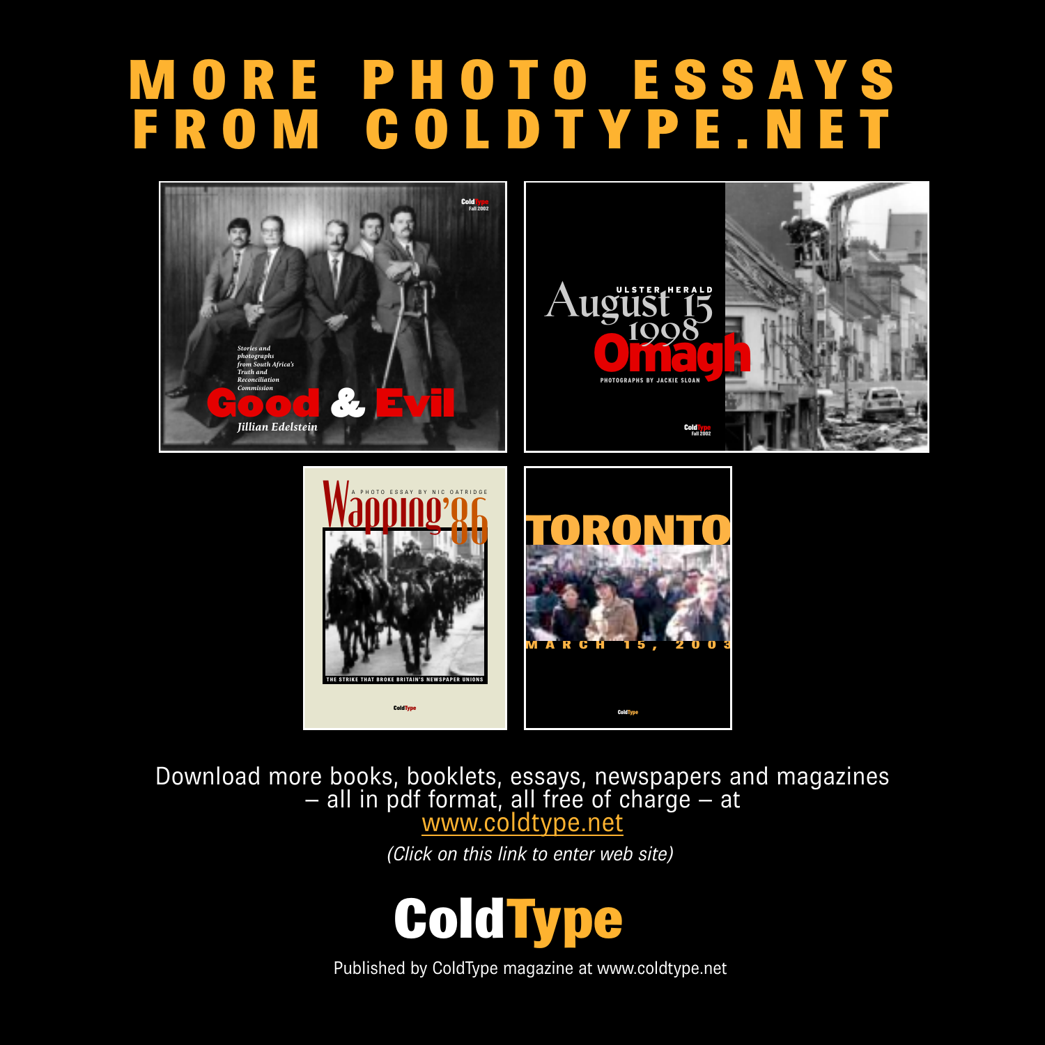# MORE PHOTO ESSAYS FROM COLDTYPE.NET

Download more books, booklets, essays, newspapers and magazines – all in pdf format, all free of charge – at
www.coldtype.net

*(Click on this link to enter web site)*

**ColdType**

Published by ColdType magazine at www.coldtype.net